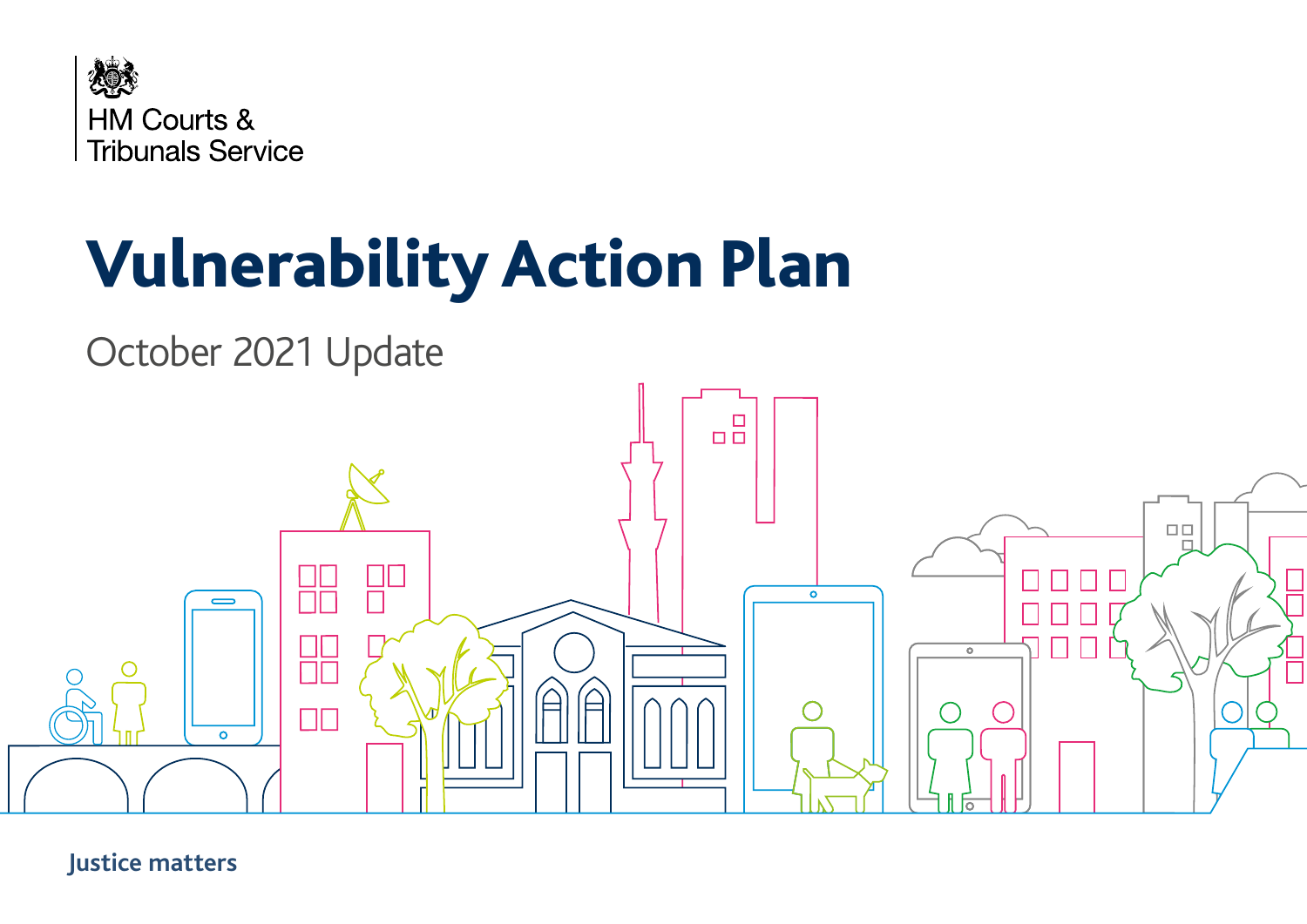HM Courts & Tribunals Service

# Vulnerability Action Plan

October 2021 Update

**Justice matters**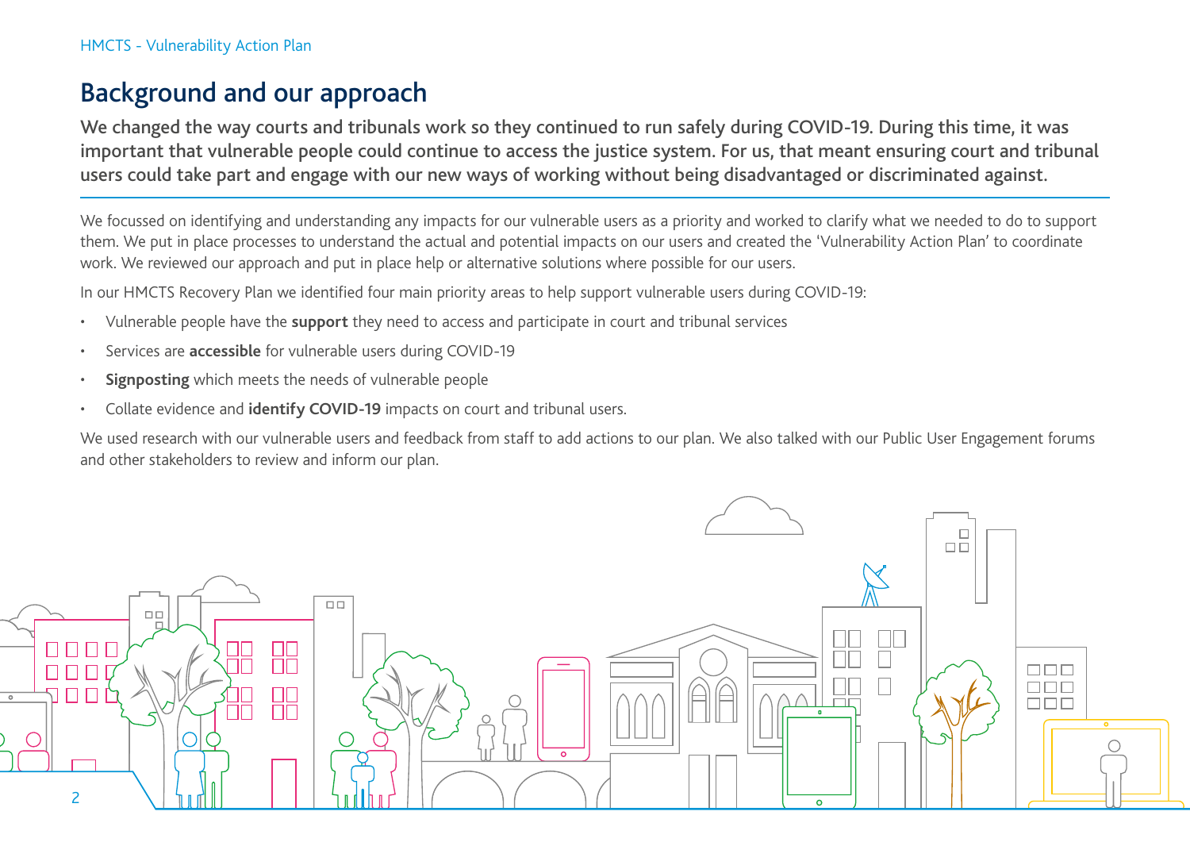# Background and our approach

**We changed the way courts and tribunals work so they continued to run safely during COVID-19. During this time, it was important that vulnerable people could continue to access the justice system. For us, that meant ensuring court and tribunal users could take part and engage with our new ways of working without being disadvantaged or discriminated against.**

We focussed on identifying and understanding any impacts for our vulnerable users as a priority and worked to clarify what we needed to do to support them. We put in place processes to understand the actual and potential impacts on our users and created the 'Vulnerability Action Plan' to coordinate work. We reviewed our approach and put in place help or alternative solutions where possible for our users.

In our HMCTS Recovery Plan we identified four main priority areas to help support vulnerable users during COVID-19:

- Vulnerable people have the **support** they need to access and participate in court and tribunal services
- Services are **accessible** for vulnerable users during COVID-19
- **Signposting** which meets the needs of vulnerable people
- Collate evidence and **identify COVID-19** impacts on court and tribunal users.

We used research with our vulnerable users and feedback from staff to add actions to our plan. We also talked with our Public User Engagement forums and other stakeholders to review and inform our plan.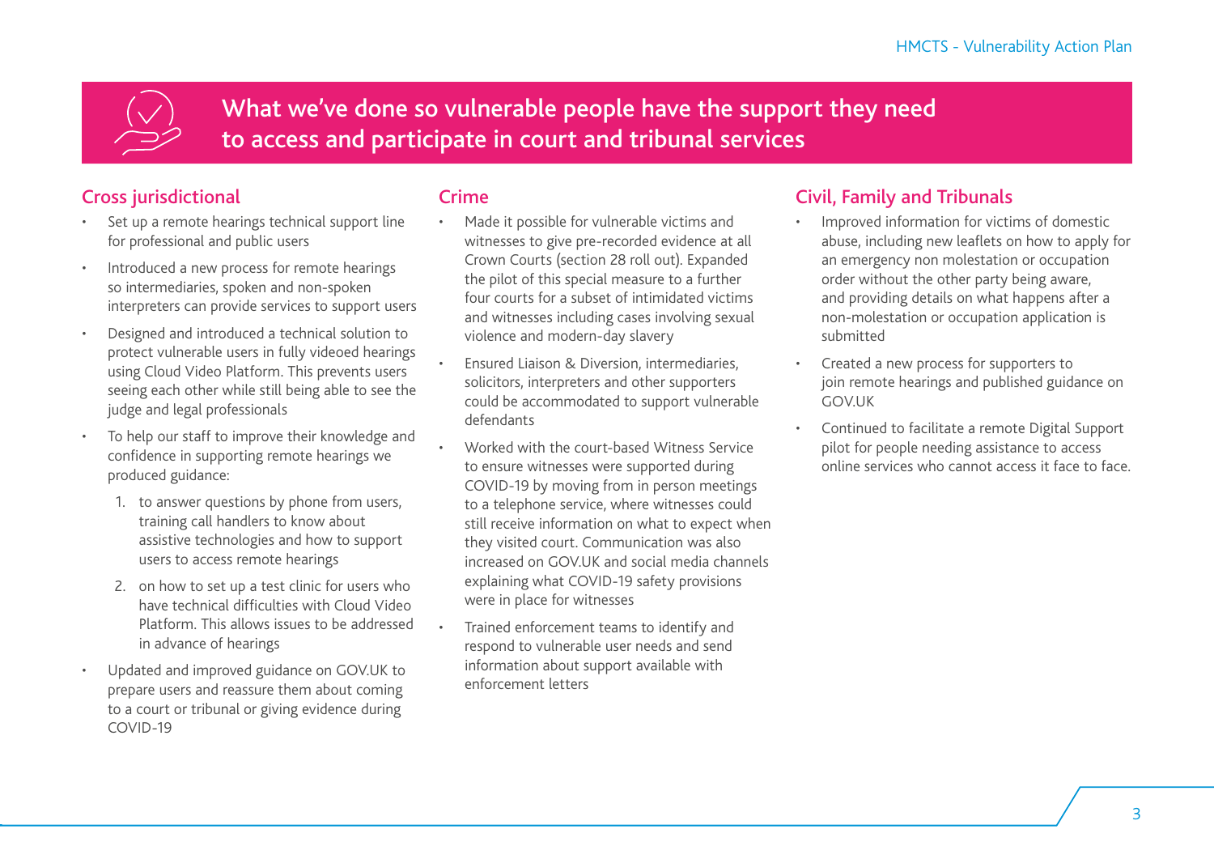# What we've done so vulnerable people have the support they need to access and participate in court and tribunal services

## Cross jurisdictional

- Set up a remote hearings technical support line for professional and public users
- Introduced a new process for remote hearings so intermediaries, spoken and non-spoken interpreters can provide services to support users
- Designed and introduced a technical solution to protect vulnerable users in fully videoed hearings using Cloud Video Platform. This prevents users seeing each other while still being able to see the judge and legal professionals
- To help our staff to improve their knowledge and confidence in supporting remote hearings we produced guidance:
  1. to answer questions by phone from users, training call handlers to know about assistive technologies and how to support users to access remote hearings
  2. on how to set up a test clinic for users who have technical difficulties with Cloud Video Platform. This allows issues to be addressed in advance of hearings
- Updated and improved guidance on GOV.UK to prepare users and reassure them about coming to a court or tribunal or giving evidence during COVID-19

## Crime

- Made it possible for vulnerable victims and witnesses to give pre-recorded evidence at all Crown Courts (section 28 roll out). Expanded the pilot of this special measure to a further four courts for a subset of intimidated victims and witnesses including cases involving sexual violence and modern-day slavery
- Ensured Liaison & Diversion, intermediaries, solicitors, interpreters and other supporters could be accommodated to support vulnerable defendants
- Worked with the court-based Witness Service to ensure witnesses were supported during COVID-19 by moving from in person meetings to a telephone service, where witnesses could still receive information on what to expect when they visited court. Communication was also increased on GOV.UK and social media channels explaining what COVID-19 safety provisions were in place for witnesses
- Trained enforcement teams to identify and respond to vulnerable user needs and send information about support available with enforcement letters

## Civil, Family and Tribunals

- Improved information for victims of domestic abuse, including new leaflets on how to apply for an emergency non molestation or occupation order without the other party being aware, and providing details on what happens after a non-molestation or occupation application is submitted
- Created a new process for supporters to join remote hearings and published guidance on GOV.UK
- Continued to facilitate a remote Digital Support pilot for people needing assistance to access online services who cannot access it face to face.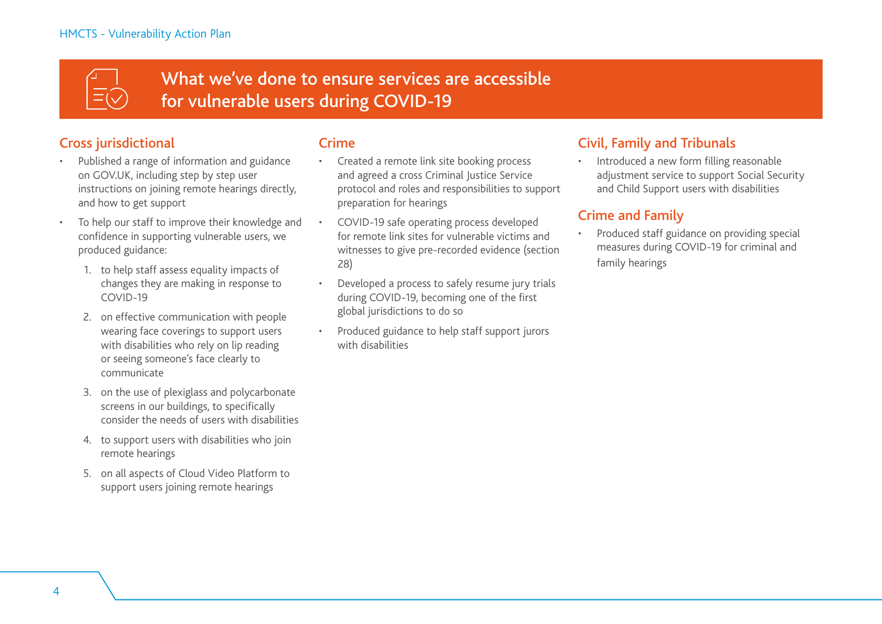# What we've done to ensure services are accessible for vulnerable users during COVID-19

## Cross jurisdictional

- Published a range of information and guidance on GOV.UK, including step by step user instructions on joining remote hearings directly, and how to get support
- To help our staff to improve their knowledge and confidence in supporting vulnerable users, we produced guidance:
  1. to help staff assess equality impacts of changes they are making in response to COVID-19
  2. on effective communication with people wearing face coverings to support users with disabilities who rely on lip reading or seeing someone's face clearly to communicate
  3. on the use of plexiglass and polycarbonate screens in our buildings, to specifically consider the needs of users with disabilities
  4. to support users with disabilities who join remote hearings
  5. on all aspects of Cloud Video Platform to support users joining remote hearings

## Crime

- Created a remote link site booking process and agreed a cross Criminal Justice Service protocol and roles and responsibilities to support preparation for hearings
- COVID-19 safe operating process developed for remote link sites for vulnerable victims and witnesses to give pre-recorded evidence (section 28)
- Developed a process to safely resume jury trials during COVID-19, becoming one of the first global jurisdictions to do so
- Produced guidance to help staff support jurors with disabilities

## Civil, Family and Tribunals

- Introduced a new form filling reasonable adjustment service to support Social Security and Child Support users with disabilities

## Crime and Family

- Produced staff guidance on providing special measures during COVID-19 for criminal and family hearings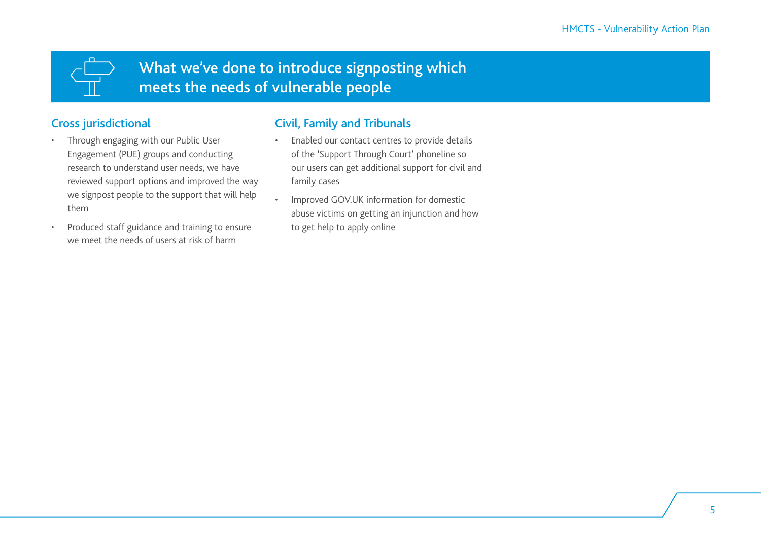# What we've done to introduce signposting which meets the needs of vulnerable people

## Cross jurisdictional

- Through engaging with our Public User Engagement (PUE) groups and conducting research to understand user needs, we have reviewed support options and improved the way we signpost people to the support that will help them
- Produced staff guidance and training to ensure we meet the needs of users at risk of harm

## Civil, Family and Tribunals

- Enabled our contact centres to provide details of the 'Support Through Court' phoneline so our users can get additional support for civil and family cases
- Improved GOV.UK information for domestic abuse victims on getting an injunction and how to get help to apply online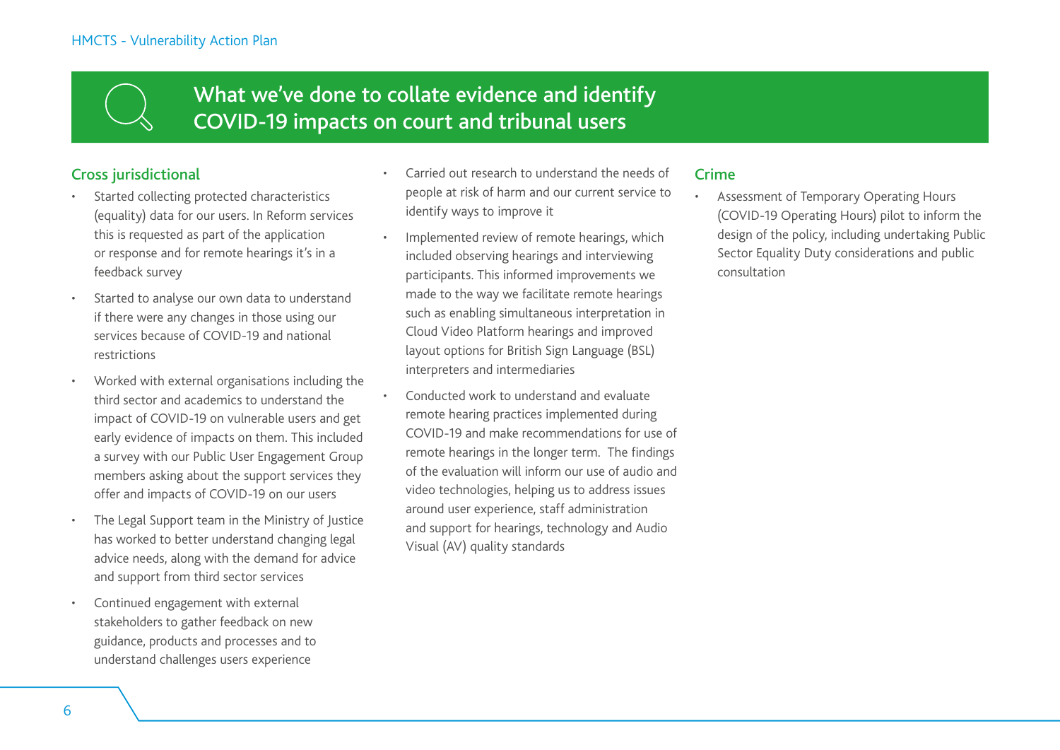# What we've done to collate evidence and identify COVID-19 impacts on court and tribunal users

## Cross jurisdictional

- Started collecting protected characteristics (equality) data for our users. In Reform services this is requested as part of the application or response and for remote hearings it's in a feedback survey
- Started to analyse our own data to understand if there were any changes in those using our services because of COVID-19 and national restrictions
- Worked with external organisations including the third sector and academics to understand the impact of COVID-19 on vulnerable users and get early evidence of impacts on them. This included a survey with our Public User Engagement Group members asking about the support services they offer and impacts of COVID-19 on our users
- The Legal Support team in the Ministry of Justice has worked to better understand changing legal advice needs, along with the demand for advice and support from third sector services
- Continued engagement with external stakeholders to gather feedback on new guidance, products and processes and to understand challenges users experience
- Carried out research to understand the needs of people at risk of harm and our current service to identify ways to improve it
- Implemented review of remote hearings, which included observing hearings and interviewing participants. This informed improvements we made to the way we facilitate remote hearings such as enabling simultaneous interpretation in Cloud Video Platform hearings and improved layout options for British Sign Language (BSL) interpreters and intermediaries
- Conducted work to understand and evaluate remote hearing practices implemented during COVID-19 and make recommendations for use of remote hearings in the longer term. The findings of the evaluation will inform our use of audio and video technologies, helping us to address issues around user experience, staff administration and support for hearings, technology and Audio Visual (AV) quality standards

## Crime

- Assessment of Temporary Operating Hours (COVID-19 Operating Hours) pilot to inform the design of the policy, including undertaking Public Sector Equality Duty considerations and public consultation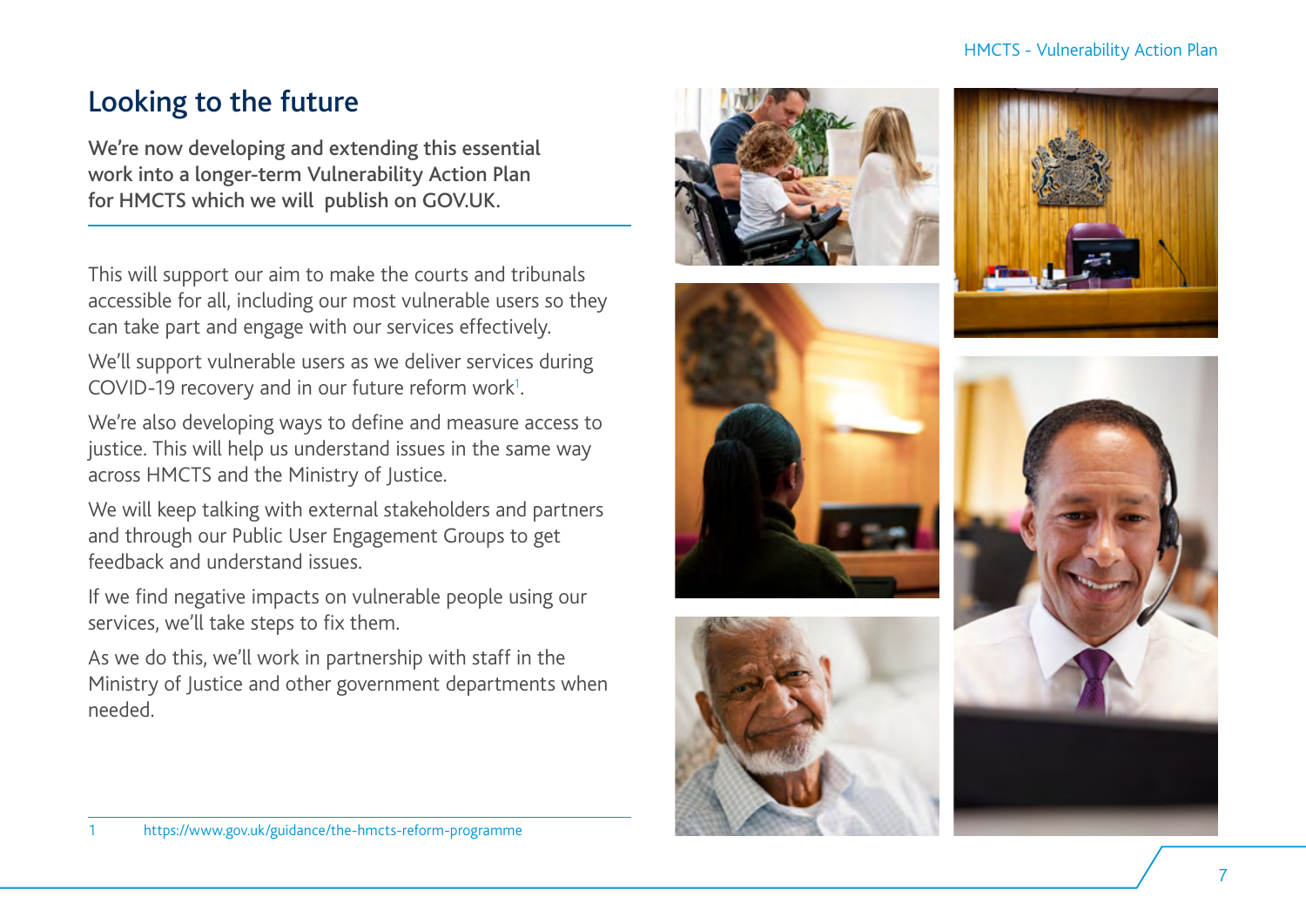# Looking to the future

**We're now developing and extending this essential work into a longer-term Vulnerability Action Plan for HMCTS which we will publish on GOV.UK.**

This will support our aim to make the courts and tribunals accessible for all, including our most vulnerable users so they can take part and engage with our services effectively.

We'll support vulnerable users as we deliver services during COVID-19 recovery and in our future reform work[1].

We're also developing ways to define and measure access to justice. This will help us understand issues in the same way across HMCTS and the Ministry of Justice.

We will keep talking with external stakeholders and partners and through our Public User Engagement Groups to get feedback and understand issues.

If we find negative impacts on vulnerable people using our services, we'll take steps to fix them.

As we do this, we'll work in partnership with staff in the Ministry of Justice and other government departments when needed.

1 https://www.gov.uk/guidance/the-hmcts-reform-programme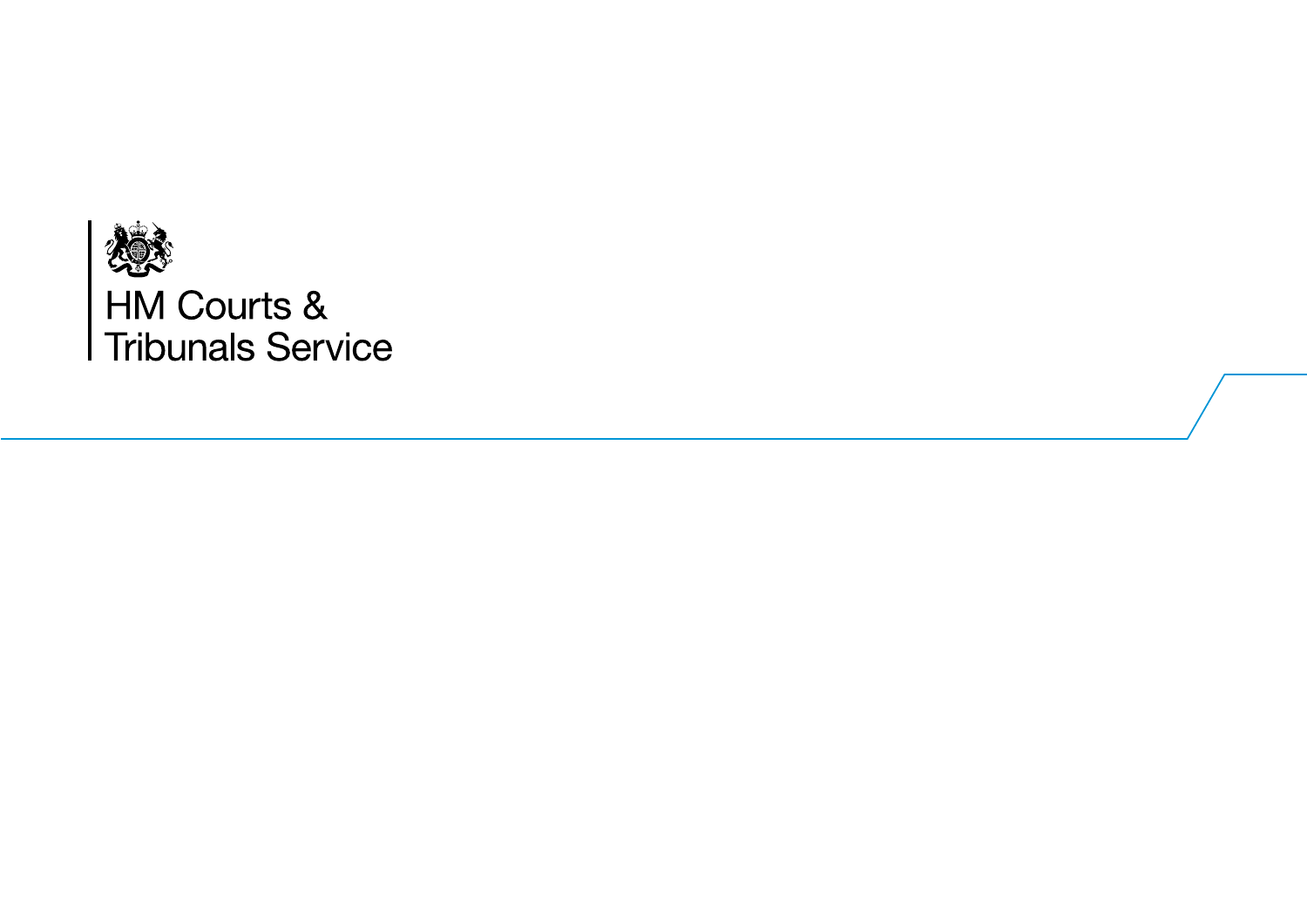HM Courts &
Tribunals Service